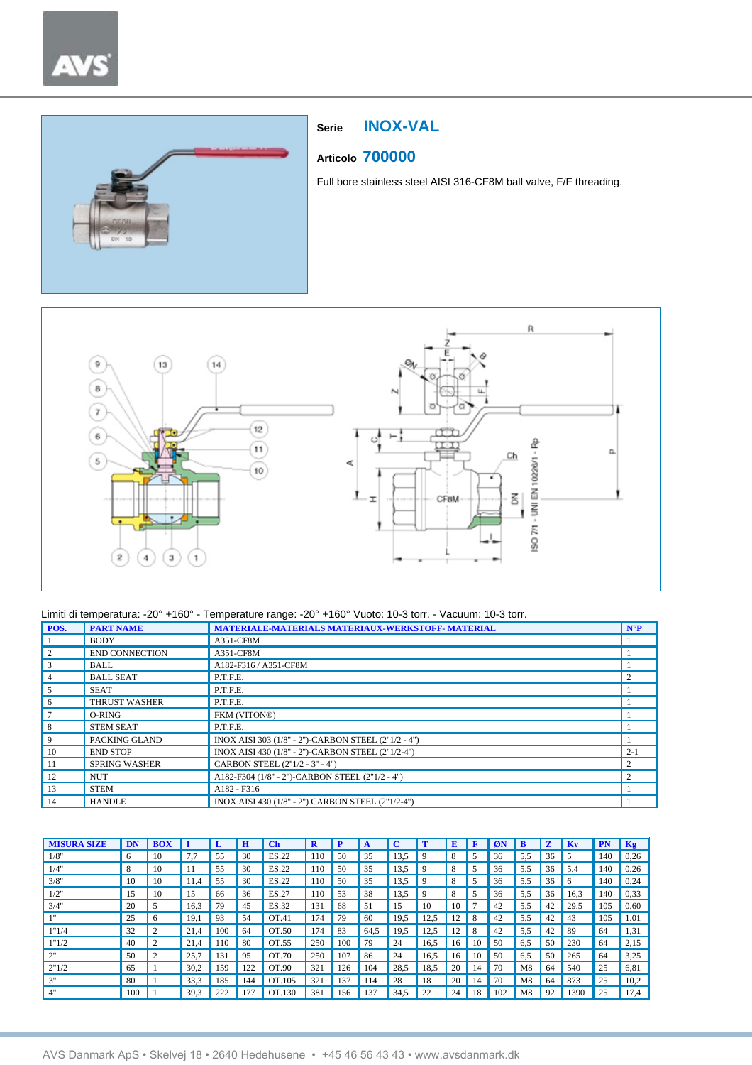**Serie** **INOX-VAL**

**Articolo** **700000**

Full bore stainless steel AISI 316-CF8M ball valve, F/F threading.

Limiti di temperatura: -20° +160° - Temperature range: -20° +160° Vuoto: 10-3 torr. - Vacuum: 10-3 torr.

| POS. | PART NAME | MATERIALE-MATERIALS MATERIAUX-WERKSTOFF- MATERIAL | N°P |
|---|---|---|---|
| 1 | BODY | A351-CF8M | 1 |
| 2 | END CONNECTION | A351-CF8M | 1 |
| 3 | BALL | A182-F316 / A351-CF8M | 1 |
| 4 | BALL SEAT | P.T.F.E. | 2 |
| 5 | SEAT | P.T.F.E. | 1 |
| 6 | THRUST WASHER | P.T.F.E. | 1 |
| 7 | O-RING | FKM (VITON®) | 1 |
| 8 | STEM SEAT | P.T.F.E. | 1 |
| 9 | PACKING GLAND | INOX AISI 303 (1/8" - 2")-CARBON STEEL (2"1/2 - 4") | 1 |
| 10 | END STOP | INOX AISI 430 (1/8" - 2")-CARBON STEEL (2"1/2-4") | 2-1 |
| 11 | SPRING WASHER | CARBON STEEL (2"1/2 - 3" - 4") | 2 |
| 12 | NUT | A182-F304 (1/8" - 2")-CARBON STEEL (2"1/2 - 4") | 2 |
| 13 | STEM | A182 - F316 | 1 |
| 14 | HANDLE | INOX AISI 430 (1/8" - 2") CARBON STEEL (2"1/2-4") | 1 |

| MISURA SIZE | DN | BOX | I | L | H | Ch | R | P | A | C | T | E | F | ØN | B | Z | Kv | PN | Kg |
|---|---|---|---|---|---|---|---|---|---|---|---|---|---|---|---|---|---|---|---|
| 1/8" | 6 | 10 | 7,7 | 55 | 30 | ES.22 | 110 | 50 | 35 | 13,5 | 9 | 8 | 5 | 36 | 5,5 | 36 | 5 | 140 | 0,26 |
| 1/4" | 8 | 10 | 11 | 55 | 30 | ES.22 | 110 | 50 | 35 | 13,5 | 9 | 8 | 5 | 36 | 5,5 | 36 | 5,4 | 140 | 0,26 |
| 3/8" | 10 | 10 | 11,4 | 55 | 30 | ES.22 | 110 | 50 | 35 | 13,5 | 9 | 8 | 5 | 36 | 5,5 | 36 | 6 | 140 | 0,24 |
| 1/2" | 15 | 10 | 15 | 66 | 36 | ES.27 | 110 | 53 | 38 | 13,5 | 9 | 8 | 5 | 36 | 5,5 | 36 | 16,3 | 140 | 0,33 |
| 3/4" | 20 | 5 | 16,3 | 79 | 45 | ES.32 | 131 | 68 | 51 | 15 | 10 | 10 | 7 | 42 | 5,5 | 42 | 29,5 | 105 | 0,60 |
| 1" | 25 | 6 | 19,1 | 93 | 54 | OT.41 | 174 | 79 | 60 | 19,5 | 12,5 | 12 | 8 | 42 | 5,5 | 42 | 43 | 105 | 1,01 |
| 1"1/4 | 32 | 2 | 21,4 | 100 | 64 | OT.50 | 174 | 83 | 64,5 | 19,5 | 12,5 | 12 | 8 | 42 | 5,5 | 42 | 89 | 64 | 1,31 |
| 1"1/2 | 40 | 2 | 21,4 | 110 | 80 | OT.55 | 250 | 100 | 79 | 24 | 16,5 | 16 | 10 | 50 | 6,5 | 50 | 230 | 64 | 2,15 |
| 2" | 50 | 2 | 25,7 | 131 | 95 | OT.70 | 250 | 107 | 86 | 24 | 16,5 | 16 | 10 | 50 | 6,5 | 50 | 265 | 64 | 3,25 |
| 2"1/2 | 65 | 1 | 30,2 | 159 | 122 | OT.90 | 321 | 126 | 104 | 28,5 | 18,5 | 20 | 14 | 70 | M8 | 64 | 540 | 25 | 6,81 |
| 3" | 80 | 1 | 33,3 | 185 | 144 | OT.105 | 321 | 137 | 114 | 28 | 18 | 20 | 14 | 70 | M8 | 64 | 873 | 25 | 10,2 |
| 4" | 100 | 1 | 39,3 | 222 | 177 | OT.130 | 381 | 156 | 137 | 34,5 | 22 | 24 | 18 | 102 | M8 | 92 | 1390 | 25 | 17,4 |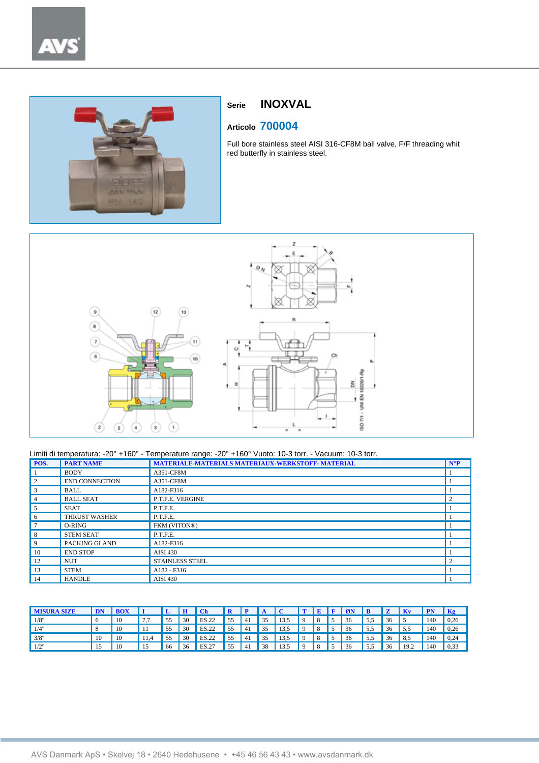**Serie** **INOXVAL**

**Articolo** **700004**

Full bore stainless steel AISI 316-CF8M ball valve, F/F threading whit red butterfly in stainless steel.

Limiti di temperatura: -20° +160° - Temperature range: -20° +160° Vuoto: 10-3 torr. - Vacuum: 10-3 torr.

| POS. | PART NAME | MATERIALE-MATERIALS MATERIAUX-WERKSTOFF- MATERIAL | N°P |
|---|---|---|---|
| 1 | BODY | A351-CF8M | 1 |
| 2 | END CONNECTION | A351-CF8M | 1 |
| 3 | BALL | A182-F316 | 1 |
| 4 | BALL SEAT | P.T.F.E. VERGINE | 2 |
| 5 | SEAT | P.T.F.E. | 1 |
| 6 | THRUST WASHER | P.T.F.E. | 1 |
| 7 | O-RING | FKM (VITON®) | 1 |
| 8 | STEM SEAT | P.T.F.E. | 1 |
| 9 | PACKING GLAND | A182-F316 | 1 |
| 10 | END STOP | AISI 430 | 1 |
| 12 | NUT | STAINLESS STEEL | 2 |
| 13 | STEM | A182 - F316 | 1 |
| 14 | HANDLE | AISI 430 | 1 |

| MISURA SIZE | DN | BOX | I | L | H | Ch | R | P | A | C | T | E | F | ØN | B | Z | Kv | PN | Kg |
|---|---|---|---|---|---|---|---|---|---|---|---|---|---|---|---|---|---|---|---|
| 1/8" | 6 | 10 | 7,7 | 55 | 30 | ES.22 | 55 | 41 | 35 | 13,5 | 9 | 8 | 5 | 36 | 5,5 | 36 | 5 | 140 | 0,26 |
| 1/4" | 8 | 10 | 11 | 55 | 30 | ES.22 | 55 | 41 | 35 | 13,5 | 9 | 8 | 5 | 36 | 5,5 | 36 | 5,5 | 140 | 0,26 |
| 3/8" | 10 | 10 | 11,4 | 55 | 30 | ES.22 | 55 | 41 | 35 | 13,5 | 9 | 8 | 5 | 36 | 5,5 | 36 | 8,5 | 140 | 0,24 |
| 1/2" | 15 | 10 | 15 | 66 | 36 | ES.27 | 55 | 41 | 38 | 13,5 | 9 | 8 | 5 | 36 | 5,5 | 36 | 19,2 | 140 | 0,33 |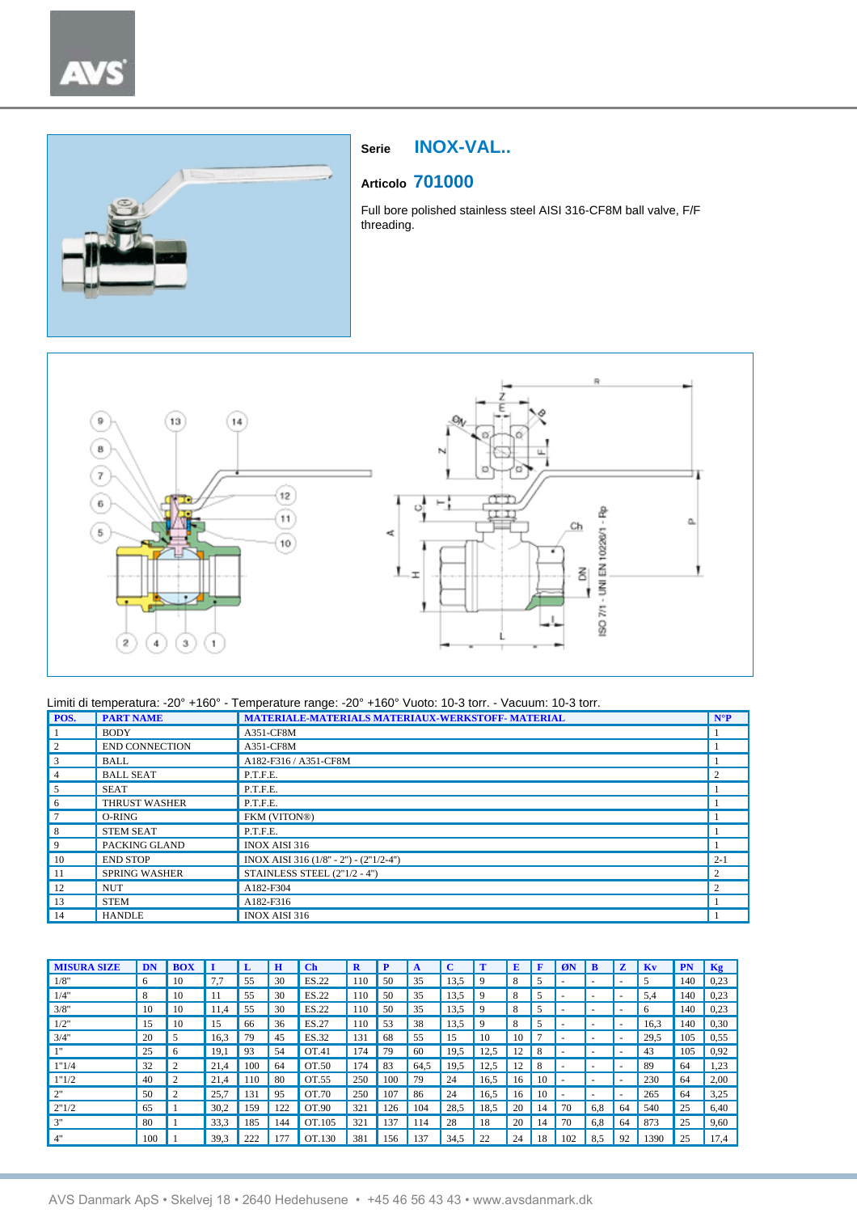**Serie** INOX-VAL..

**Articolo** 701000

Full bore polished stainless steel AISI 316-CF8M ball valve, F/F threading.

Limiti di temperatura: -20° +160° - Temperature range: -20° +160° Vuoto: 10-3 torr. - Vacuum: 10-3 torr.

| POS. | PART NAME | MATERIALE-MATERIALS MATERIAUX-WERKSTOFF- MATERIAL | N°P |
|---|---|---|---|
| 1 | BODY | A351-CF8M | 1 |
| 2 | END CONNECTION | A351-CF8M | 1 |
| 3 | BALL | A182-F316 / A351-CF8M | 1 |
| 4 | BALL SEAT | P.T.F.E. | 2 |
| 5 | SEAT | P.T.F.E. | 1 |
| 6 | THRUST WASHER | P.T.F.E. | 1 |
| 7 | O-RING | FKM (VITON®) | 1 |
| 8 | STEM SEAT | P.T.F.E. | 1 |
| 9 | PACKING GLAND | INOX AISI 316 | 1 |
| 10 | END STOP | INOX AISI 316 (1/8" - 2") - (2"1/2-4") | 2-1 |
| 11 | SPRING WASHER | STAINLESS STEEL (2"1/2 - 4") | 2 |
| 12 | NUT | A182-F304 | 2 |
| 13 | STEM | A182-F316 | 1 |
| 14 | HANDLE | INOX AISI 316 | 1 |

| MISURA SIZE | DN | BOX | I | L | H | Ch | R | P | A | C | T | E | F | ØN | B | Z | Kv | PN | Kg |
|---|---|---|---|---|---|---|---|---|---|---|---|---|---|---|---|---|---|---|---|
| 1/8" | 6 | 10 | 7,7 | 55 | 30 | ES.22 | 110 | 50 | 35 | 13,5 | 9 | 8 | 5 | - | - | - | 5 | 140 | 0,23 |
| 1/4" | 8 | 10 | 11 | 55 | 30 | ES.22 | 110 | 50 | 35 | 13,5 | 9 | 8 | 5 | - | - | - | 5,4 | 140 | 0,23 |
| 3/8" | 10 | 10 | 11,4 | 55 | 30 | ES.22 | 110 | 50 | 35 | 13,5 | 9 | 8 | 5 | - | - | - | 6 | 140 | 0,23 |
| 1/2" | 15 | 10 | 15 | 66 | 36 | ES.27 | 110 | 53 | 38 | 13,5 | 9 | 8 | 5 | - | - | - | 16,3 | 140 | 0,30 |
| 3/4" | 20 | 5 | 16,3 | 79 | 45 | ES.32 | 131 | 68 | 55 | 15 | 10 | 10 | 7 | - | - | - | 29,5 | 105 | 0,55 |
| 1" | 25 | 6 | 19,1 | 93 | 54 | OT.41 | 174 | 79 | 60 | 19,5 | 12,5 | 12 | 8 | - | - | - | 43 | 105 | 0,92 |
| 1"1/4 | 32 | 2 | 21,4 | 100 | 64 | OT.50 | 174 | 83 | 64,5 | 19,5 | 12,5 | 12 | 8 | - | - | - | 89 | 64 | 1,23 |
| 1"1/2 | 40 | 2 | 21,4 | 110 | 80 | OT.55 | 250 | 100 | 79 | 24 | 16,5 | 16 | 10 | - | - | - | 230 | 64 | 2,00 |
| 2" | 50 | 2 | 25,7 | 131 | 95 | OT.70 | 250 | 107 | 86 | 24 | 16,5 | 16 | 10 | - | - | - | 265 | 64 | 3,25 |
| 2"1/2 | 65 | 1 | 30,2 | 159 | 122 | OT.90 | 321 | 126 | 104 | 28,5 | 18,5 | 20 | 14 | 70 | 6,8 | 64 | 540 | 25 | 6,40 |
| 3" | 80 | 1 | 33,3 | 185 | 144 | OT.105 | 321 | 137 | 114 | 28 | 18 | 20 | 14 | 70 | 6,8 | 64 | 873 | 25 | 9,60 |
| 4" | 100 | 1 | 39,3 | 222 | 177 | OT.130 | 381 | 156 | 137 | 34,5 | 22 | 24 | 18 | 102 | 8,5 | 92 | 1390 | 25 | 17,4 |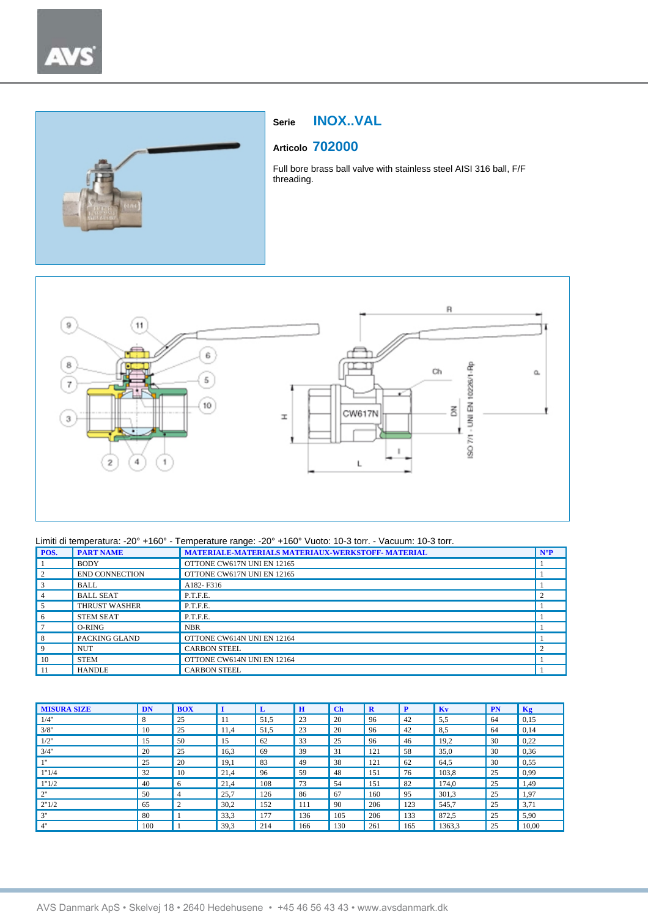**Serie** **INOX..VAL**

**Articolo** **702000**

Full bore brass ball valve with stainless steel AISI 316 ball, F/F threading.

Limiti di temperatura: -20° +160° - Temperature range: -20° +160° Vuoto: 10-3 torr. - Vacuum: 10-3 torr.

| POS. | PART NAME | MATERIALE-MATERIALS MATERIAUX-WERKSTOFF- MATERIAL | N°P |
|---|---|---|---|
| 1 | BODY | OTTONE CW617N UNI EN 12165 | 1 |
| 2 | END CONNECTION | OTTONE CW617N UNI EN 12165 | 1 |
| 3 | BALL | A182- F316 | 1 |
| 4 | BALL SEAT | P.T.F.E. | 2 |
| 5 | THRUST WASHER | P.T.F.E. | 1 |
| 6 | STEM SEAT | P.T.F.E. | 1 |
| 7 | O-RING | NBR | 1 |
| 8 | PACKING GLAND | OTTONE CW614N UNI EN 12164 | 1 |
| 9 | NUT | CARBON STEEL | 2 |
| 10 | STEM | OTTONE CW614N UNI EN 12164 | 1 |
| 11 | HANDLE | CARBON STEEL | 1 |

| MISURA SIZE | DN | BOX | I | L | H | Ch | R | P | Kv | PN | Kg |
|---|---|---|---|---|---|---|---|---|---|---|---|
| 1/4" | 8 | 25 | 11 | 51,5 | 23 | 20 | 96 | 42 | 5,5 | 64 | 0,15 |
| 3/8" | 10 | 25 | 11,4 | 51,5 | 23 | 20 | 96 | 42 | 8,5 | 64 | 0,14 |
| 1/2" | 15 | 50 | 15 | 62 | 33 | 25 | 96 | 46 | 19,2 | 30 | 0,22 |
| 3/4" | 20 | 25 | 16,3 | 69 | 39 | 31 | 121 | 58 | 35,0 | 30 | 0,36 |
| 1" | 25 | 20 | 19,1 | 83 | 49 | 38 | 121 | 62 | 64,5 | 30 | 0,55 |
| 1"1/4 | 32 | 10 | 21,4 | 96 | 59 | 48 | 151 | 76 | 103,8 | 25 | 0,99 |
| 1"1/2 | 40 | 6 | 21,4 | 108 | 73 | 54 | 151 | 82 | 174,0 | 25 | 1,49 |
| 2" | 50 | 4 | 25,7 | 126 | 86 | 67 | 160 | 95 | 301,3 | 25 | 1,97 |
| 2"1/2 | 65 | 2 | 30,2 | 152 | 111 | 90 | 206 | 123 | 545,7 | 25 | 3,71 |
| 3" | 80 | 1 | 33,3 | 177 | 136 | 105 | 206 | 133 | 872,5 | 25 | 5,90 |
| 4" | 100 | 1 | 39,3 | 214 | 166 | 130 | 261 | 165 | 1363,3 | 25 | 10,00 |

AVS Danmark ApS • Skelvej 18 • 2640 Hedehusene • +45 46 56 43 43 • www.avsdanmark.dk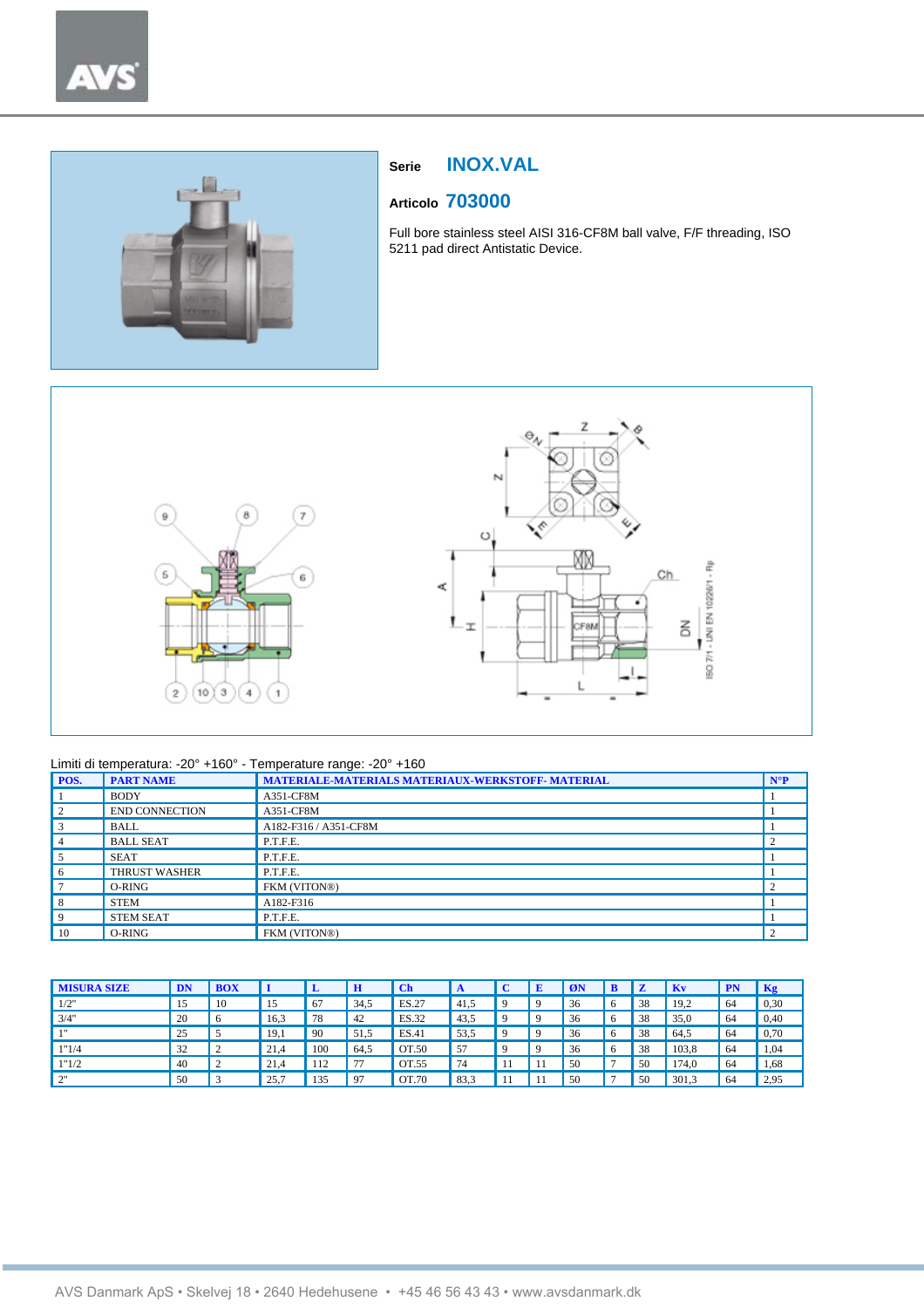Serie **INOX.VAL**

Articolo **703000**

Full bore stainless steel AISI 316-CF8M ball valve, F/F threading, ISO 5211 pad direct Antistatic Device.

Limiti di temperatura: -20° +160° - Temperature range: -20° +160

| POS. | PART NAME | MATERIALE-MATERIALS MATERIAUX-WERKSTOFF- MATERIAL | N°P |
|---|---|---|---|
| 1 | BODY | A351-CF8M | 1 |
| 2 | END CONNECTION | A351-CF8M | 1 |
| 3 | BALL | A182-F316 / A351-CF8M | 1 |
| 4 | BALL SEAT | P.T.F.E. | 2 |
| 5 | SEAT | P.T.F.E. | 1 |
| 6 | THRUST WASHER | P.T.F.E. | 1 |
| 7 | O-RING | FKM (VITON®) | 2 |
| 8 | STEM | A182-F316 | 1 |
| 9 | STEM SEAT | P.T.F.E. | 1 |
| 10 | O-RING | FKM (VITON®) | 2 |

| MISURA SIZE | DN | BOX | I | L | H | Ch | A | C | E | ØN | B | Z | Kv | PN | Kg |
|---|---|---|---|---|---|---|---|---|---|---|---|---|---|---|---|
| 1/2" | 15 | 10 | 15 | 67 | 34,5 | ES.27 | 41,5 | 9 | 9 | 36 | 6 | 38 | 19,2 | 64 | 0,30 |
| 3/4" | 20 | 6 | 16,3 | 78 | 42 | ES.32 | 43,5 | 9 | 9 | 36 | 6 | 38 | 35,0 | 64 | 0,40 |
| 1" | 25 | 5 | 19,1 | 90 | 51,5 | ES.41 | 53,5 | 9 | 9 | 36 | 6 | 38 | 64,5 | 64 | 0,70 |
| 1"1/4 | 32 | 2 | 21,4 | 100 | 64,5 | OT.50 | 57 | 9 | 9 | 36 | 6 | 38 | 103,8 | 64 | 1,04 |
| 1"1/2 | 40 | 2 | 21,4 | 112 | 77 | OT.55 | 74 | 11 | 11 | 50 | 7 | 50 | 174,0 | 64 | 1,68 |
| 2" | 50 | 3 | 25,7 | 135 | 97 | OT.70 | 83,3 | 11 | 11 | 50 | 7 | 50 | 301,3 | 64 | 2,95 |

AVS Danmark ApS • Skelvej 18 • 2640 Hedehusene • +45 46 56 43 43 • www.avsdanmark.dk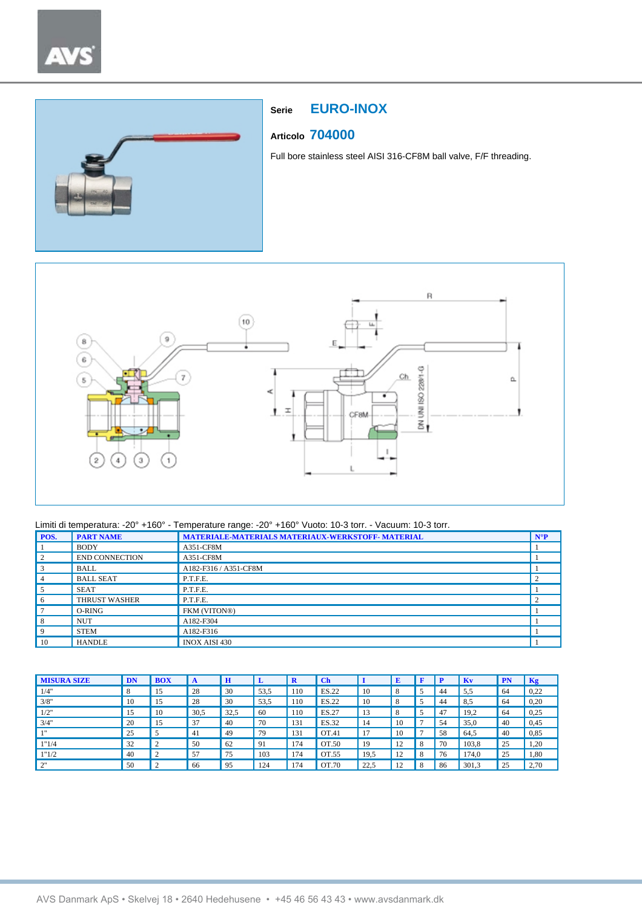**Serie** EURO-INOX

**Articolo** 704000

Full bore stainless steel AISI 316-CF8M ball valve, F/F threading.

Limiti di temperatura: -20° +160° - Temperature range: -20° +160° Vuoto: 10-3 torr. - Vacuum: 10-3 torr.

| POS. | PART NAME | MATERIALE-MATERIALS MATERIAUX-WERKSTOFF- MATERIAL | N°P |
|---|---|---|---|
| 1 | BODY | A351-CF8M | 1 |
| 2 | END CONNECTION | A351-CF8M | 1 |
| 3 | BALL | A182-F316 / A351-CF8M | 1 |
| 4 | BALL SEAT | P.T.F.E. | 2 |
| 5 | SEAT | P.T.F.E. | 1 |
| 6 | THRUST WASHER | P.T.F.E. | 2 |
| 7 | O-RING | FKM (VITON®) | 1 |
| 8 | NUT | A182-F304 | 1 |
| 9 | STEM | A182-F316 | 1 |
| 10 | HANDLE | INOX AISI 430 | 1 |

| MISURA SIZE | DN | BOX | A | H | L | R | Ch | I | E | F | P | Kv | PN | Kg |
|---|---|---|---|---|---|---|---|---|---|---|---|---|---|---|
| 1/4" | 8 | 15 | 28 | 30 | 53,5 | 110 | ES.22 | 10 | 8 | 5 | 44 | 5,5 | 64 | 0,22 |
| 3/8" | 10 | 15 | 28 | 30 | 53,5 | 110 | ES.22 | 10 | 8 | 5 | 44 | 8,5 | 64 | 0,20 |
| 1/2" | 15 | 10 | 30,5 | 32,5 | 60 | 110 | ES.27 | 13 | 8 | 5 | 47 | 19,2 | 64 | 0,25 |
| 3/4" | 20 | 15 | 37 | 40 | 70 | 131 | ES.32 | 14 | 10 | 7 | 54 | 35,0 | 40 | 0,45 |
| 1" | 25 | 5 | 41 | 49 | 79 | 131 | OT.41 | 17 | 10 | 7 | 58 | 64,5 | 40 | 0,85 |
| 1"1/4 | 32 | 2 | 50 | 62 | 91 | 174 | OT.50 | 19 | 12 | 8 | 70 | 103,8 | 25 | 1,20 |
| 1"1/2 | 40 | 2 | 57 | 75 | 103 | 174 | OT.55 | 19,5 | 12 | 8 | 76 | 174,0 | 25 | 1,80 |
| 2" | 50 | 2 | 66 | 95 | 124 | 174 | OT.70 | 22,5 | 12 | 8 | 86 | 301,3 | 25 | 2,70 |

AVS Danmark ApS • Skelvej 18 • 2640 Hedehusene • +45 46 56 43 43 • www.avsdanmark.dk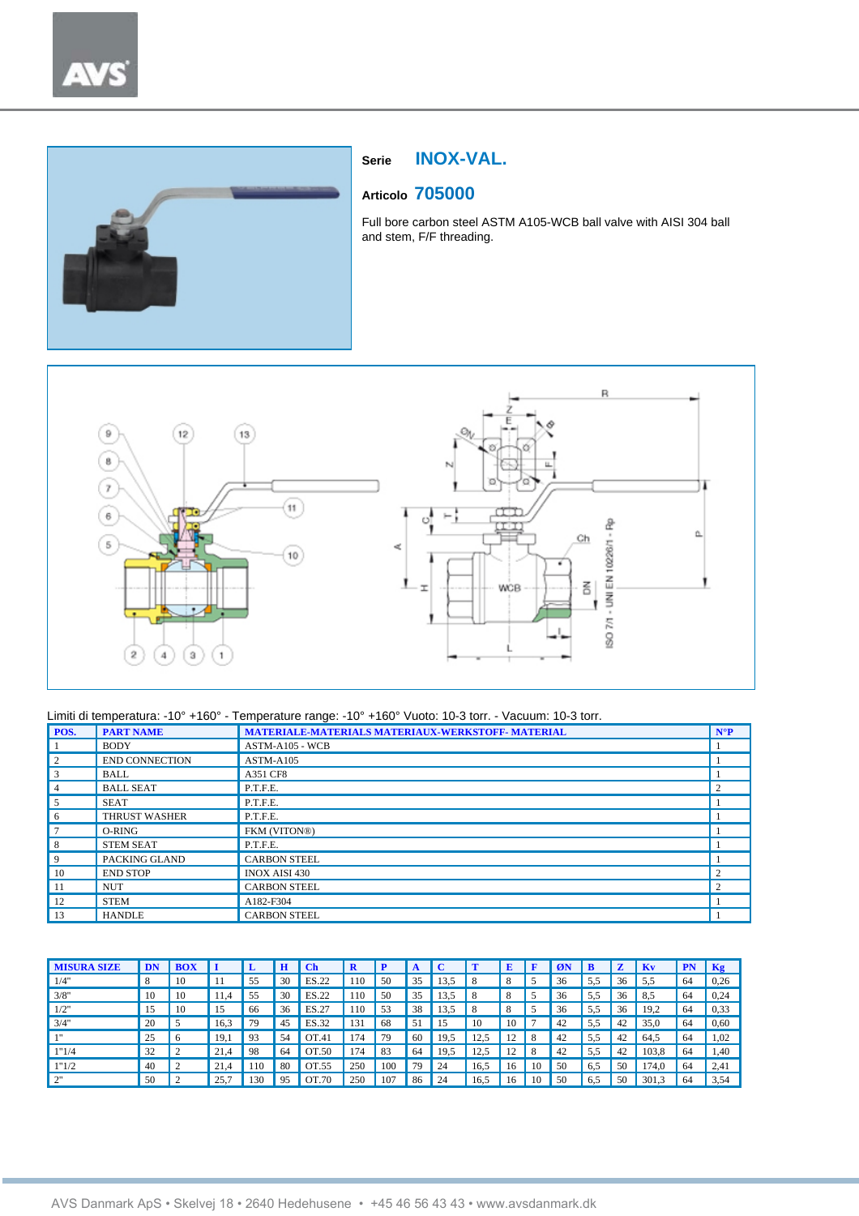**Serie** **INOX-VAL.**

**Articolo** **705000**

Full bore carbon steel ASTM A105-WCB ball valve with AISI 304 ball and stem, F/F threading.

Limiti di temperatura: -10° +160° - Temperature range: -10° +160° Vuoto: 10-3 torr. - Vacuum: 10-3 torr.

| POS. | PART NAME | MATERIALE-MATERIALS MATERIAUX-WERKSTOFF- MATERIAL | N°P |
|---|---|---|---|
| 1 | BODY | ASTM-A105 - WCB | 1 |
| 2 | END CONNECTION | ASTM-A105 | 1 |
| 3 | BALL | A351 CF8 | 1 |
| 4 | BALL SEAT | P.T.F.E. | 2 |
| 5 | SEAT | P.T.F.E. | 1 |
| 6 | THRUST WASHER | P.T.F.E. | 1 |
| 7 | O-RING | FKM (VITON®) | 1 |
| 8 | STEM SEAT | P.T.F.E. | 1 |
| 9 | PACKING GLAND | CARBON STEEL | 1 |
| 10 | END STOP | INOX AISI 430 | 2 |
| 11 | NUT | CARBON STEEL | 2 |
| 12 | STEM | A182-F304 | 1 |
| 13 | HANDLE | CARBON STEEL | 1 |

| MISURA SIZE | DN | BOX | I | L | H | Ch | R | P | A | C | T | E | F | ØN | B | Z | Kv | PN | Kg |
|---|---|---|---|---|---|---|---|---|---|---|---|---|---|---|---|---|---|---|---|
| 1/4" | 8 | 10 | 11 | 55 | 30 | ES.22 | 110 | 50 | 35 | 13,5 | 8 | 8 | 5 | 36 | 5,5 | 36 | 5,5 | 64 | 0,26 |
| 3/8" | 10 | 10 | 11,4 | 55 | 30 | ES.22 | 110 | 50 | 35 | 13,5 | 8 | 8 | 5 | 36 | 5,5 | 36 | 8,5 | 64 | 0,24 |
| 1/2" | 15 | 10 | 15 | 66 | 36 | ES.27 | 110 | 53 | 38 | 13,5 | 8 | 8 | 5 | 36 | 5,5 | 36 | 19,2 | 64 | 0,33 |
| 3/4" | 20 | 5 | 16,3 | 79 | 45 | ES.32 | 131 | 68 | 51 | 15 | 10 | 10 | 7 | 42 | 5,5 | 42 | 35,0 | 64 | 0,60 |
| 1" | 25 | 6 | 19,1 | 93 | 54 | OT.41 | 174 | 79 | 60 | 19,5 | 12,5 | 12 | 8 | 42 | 5,5 | 42 | 64,5 | 64 | 1,02 |
| 1"1/4 | 32 | 2 | 21,4 | 98 | 64 | OT.50 | 174 | 83 | 64 | 19,5 | 12,5 | 12 | 8 | 42 | 5,5 | 42 | 103,8 | 64 | 1,40 |
| 1"1/2 | 40 | 2 | 21,4 | 110 | 80 | OT.55 | 250 | 100 | 79 | 24 | 16,5 | 16 | 10 | 50 | 6,5 | 50 | 174,0 | 64 | 2,41 |
| 2" | 50 | 2 | 25,7 | 130 | 95 | OT.70 | 250 | 107 | 86 | 24 | 16,5 | 16 | 10 | 50 | 6,5 | 50 | 301,3 | 64 | 3,54 |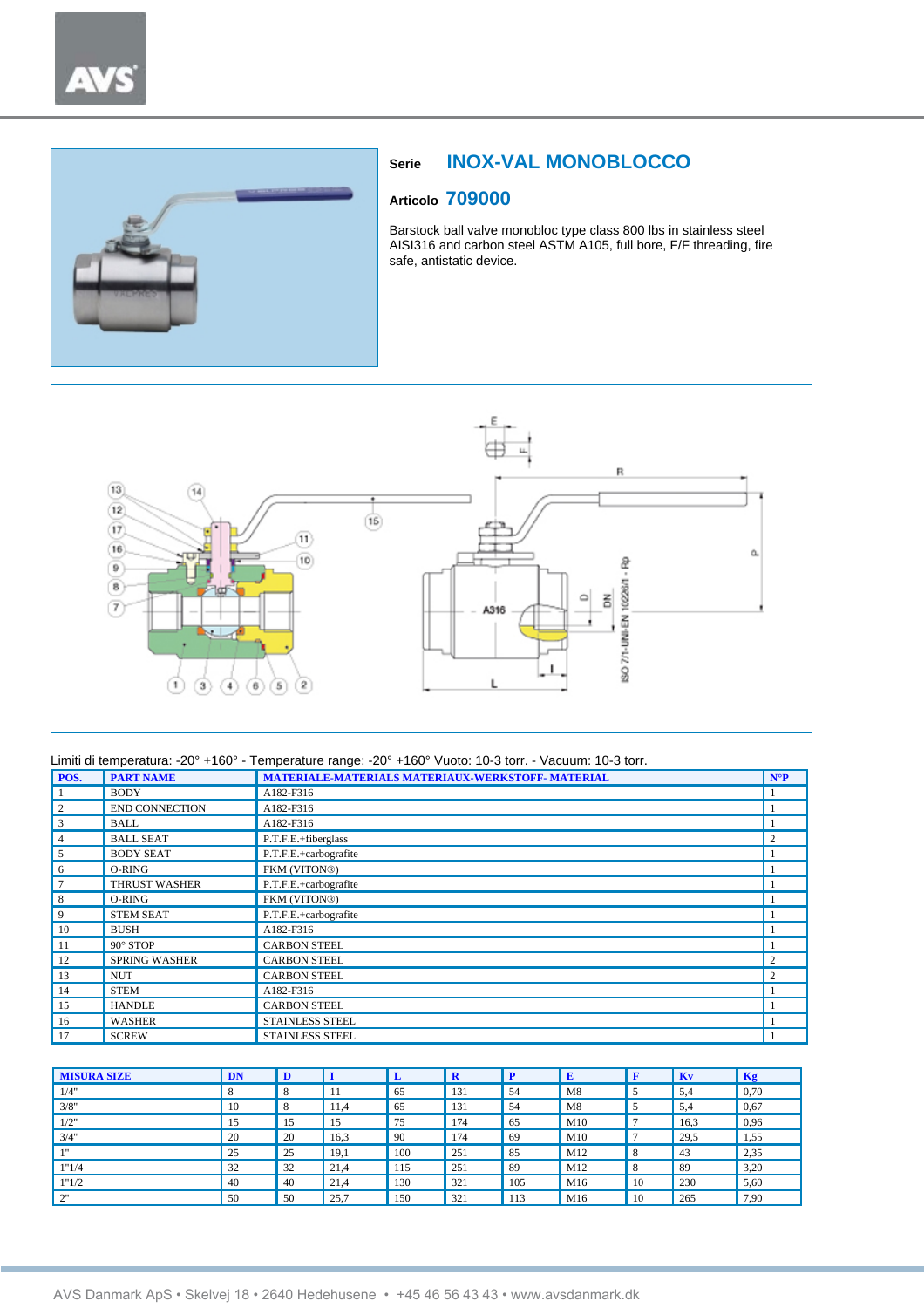**Serie** INOX-VAL MONOBLOCCO

**Articolo** 709000

Barstock ball valve monobloc type class 800 lbs in stainless steel AISI316 and carbon steel ASTM A105, full bore, F/F threading, fire safe, antistatic device.

Limiti di temperatura: -20° +160° - Temperature range: -20° +160° Vuoto: 10-3 torr. - Vacuum: 10-3 torr.

| POS. | PART NAME | MATERIALE-MATERIALS MATERIAUX-WERKSTOFF- MATERIAL | N°P |
|---|---|---|---|
| 1 | BODY | A182-F316 | 1 |
| 2 | END CONNECTION | A182-F316 | 1 |
| 3 | BALL | A182-F316 | 1 |
| 4 | BALL SEAT | P.T.F.E.+fiberglass | 2 |
| 5 | BODY SEAT | P.T.F.E.+carbografite | 1 |
| 6 | O-RING | FKM (VITON®) | 1 |
| 7 | THRUST WASHER | P.T.F.E.+carbografite | 1 |
| 8 | O-RING | FKM (VITON®) | 1 |
| 9 | STEM SEAT | P.T.F.E.+carbografite | 1 |
| 10 | BUSH | A182-F316 | 1 |
| 11 | 90° STOP | CARBON STEEL | 1 |
| 12 | SPRING WASHER | CARBON STEEL | 2 |
| 13 | NUT | CARBON STEEL | 2 |
| 14 | STEM | A182-F316 | 1 |
| 15 | HANDLE | CARBON STEEL | 1 |
| 16 | WASHER | STAINLESS STEEL | 1 |
| 17 | SCREW | STAINLESS STEEL | 1 |

| MISURA SIZE | DN | D | I | L | R | P | E | F | Kv | Kg |
|---|---|---|---|---|---|---|---|---|---|---|
| 1/4" | 8 | 8 | 11 | 65 | 131 | 54 | M8 | 5 | 5,4 | 0,70 |
| 3/8" | 10 | 8 | 11,4 | 65 | 131 | 54 | M8 | 5 | 5,4 | 0,67 |
| 1/2" | 15 | 15 | 15 | 75 | 174 | 65 | M10 | 7 | 16,3 | 0,96 |
| 3/4" | 20 | 20 | 16,3 | 90 | 174 | 69 | M10 | 7 | 29,5 | 1,55 |
| 1" | 25 | 25 | 19,1 | 100 | 251 | 85 | M12 | 8 | 43 | 2,35 |
| 1"1/4 | 32 | 32 | 21,4 | 115 | 251 | 89 | M12 | 8 | 89 | 3,20 |
| 1"1/2 | 40 | 40 | 21,4 | 130 | 321 | 105 | M16 | 10 | 230 | 5,60 |
| 2" | 50 | 50 | 25,7 | 150 | 321 | 113 | M16 | 10 | 265 | 7,90 |

AVS Danmark ApS • Skelvej 18 • 2640 Hedehusene • +45 46 56 43 43 • www.avsdanmark.dk